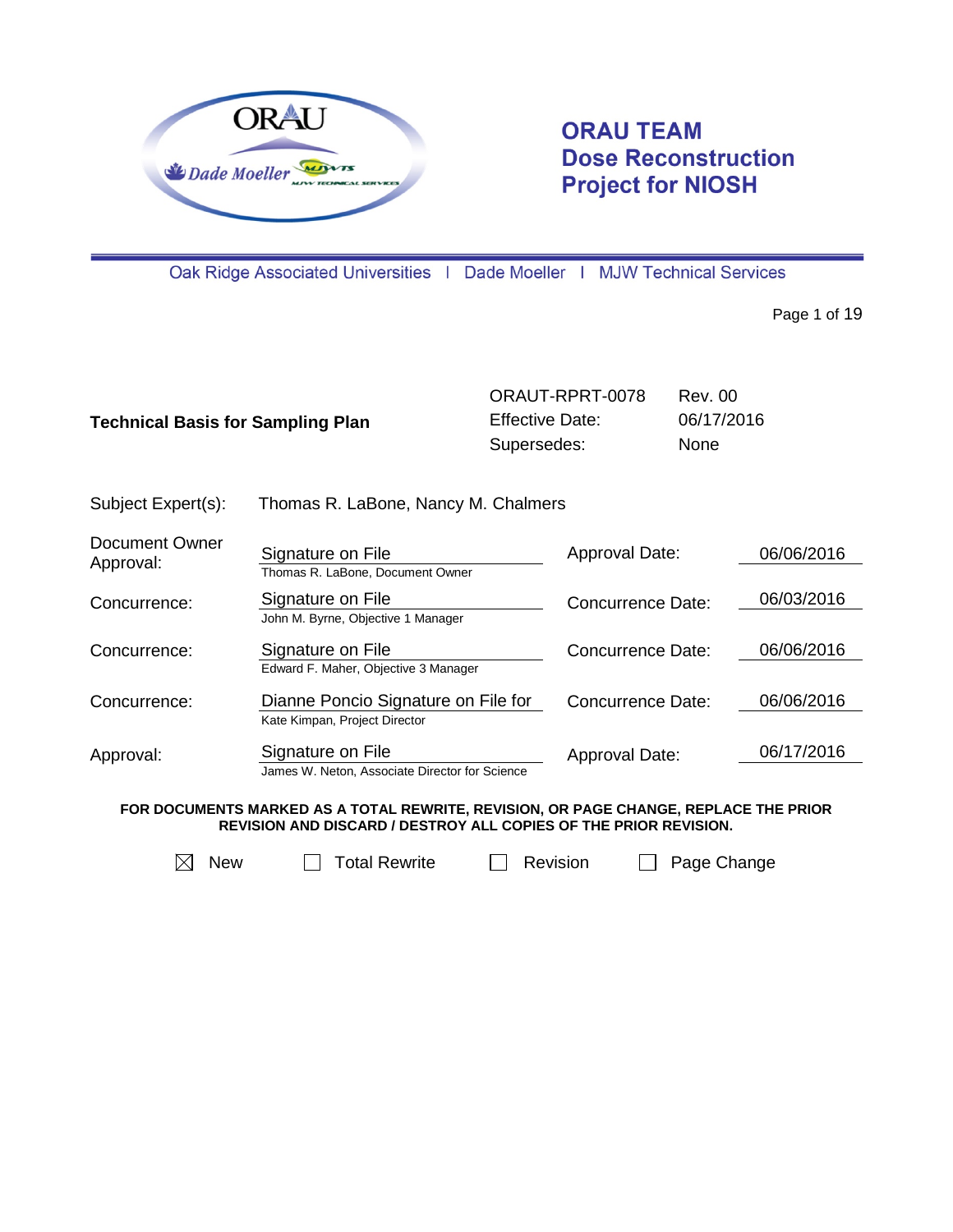# ORAU TEAM Dose Reconstruction Project for NIOSH

Oak Ridge Associated Universities | Dade Moeller | MJW Technical Services

| | | | |
|---|---|---|---|
| **Technical Basis for Sampling Plan** | ORAUT-RPRT-0078 | Rev. 00 | |
| | Effective Date: | 06/17/2016 | |
| | Supersedes: | None | |

Subject Expert(s): Thomas R. LaBone, Nancy M. Chalmers

| | | | |
|---|---|---|---|
| Document Owner Approval: | Signature on File<br>Thomas R. LaBone, Document Owner | Approval Date: | 06/06/2016 |
| Concurrence: | Signature on File<br>John M. Byrne, Objective 1 Manager | Concurrence Date: | 06/03/2016 |
| Concurrence: | Signature on File<br>Edward F. Maher, Objective 3 Manager | Concurrence Date: | 06/06/2016 |
| Concurrence: | Dianne Poncio Signature on File for<br>Kate Kimpan, Project Director | Concurrence Date: | 06/06/2016 |
| Approval: | Signature on File<br>James W. Neton, Associate Director for Science | Approval Date: | 06/17/2016 |

**FOR DOCUMENTS MARKED AS A TOTAL REWRITE, REVISION, OR PAGE CHANGE, REPLACE THE PRIOR REVISION AND DISCARD / DESTROY ALL COPIES OF THE PRIOR REVISION.**

☒ New ☐ Total Rewrite ☐ Revision ☐ Page Change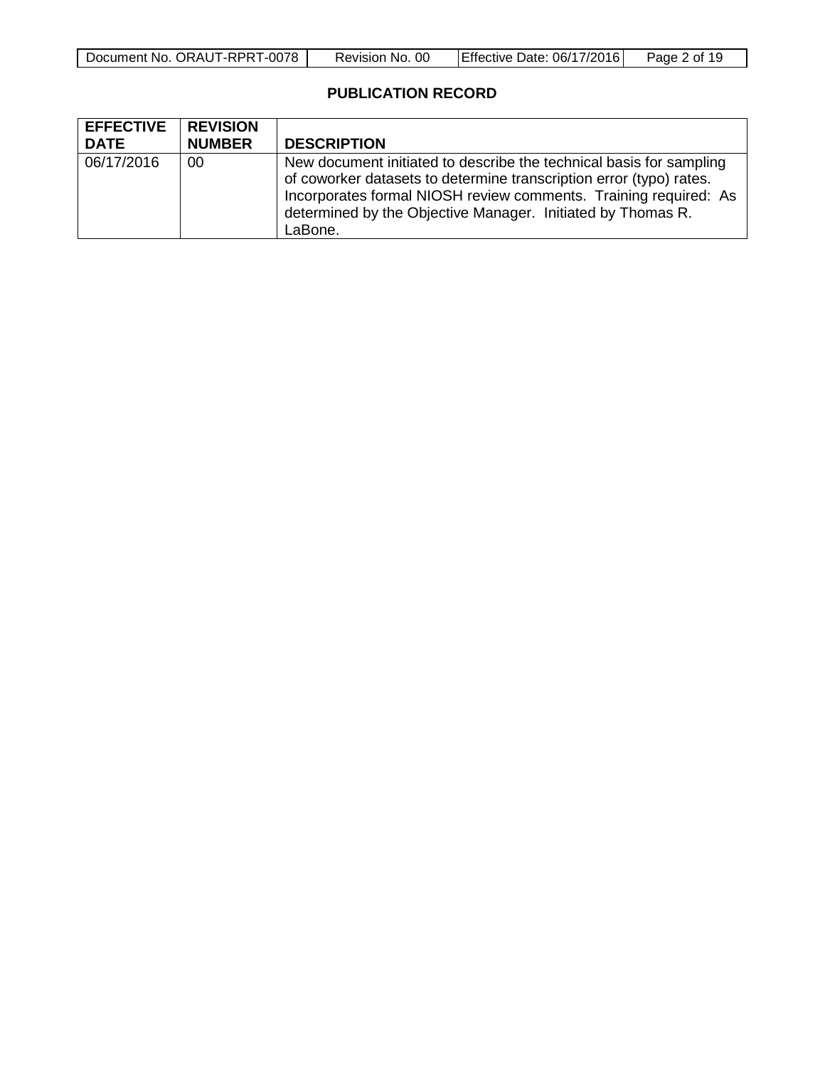## PUBLICATION RECORD

| EFFECTIVE DATE | REVISION NUMBER | DESCRIPTION |
|---|---|---|
| 06/17/2016 | 00 | New document initiated to describe the technical basis for sampling of coworker datasets to determine transcription error (typo) rates. Incorporates formal NIOSH review comments. Training required: As determined by the Objective Manager. Initiated by Thomas R. LaBone. |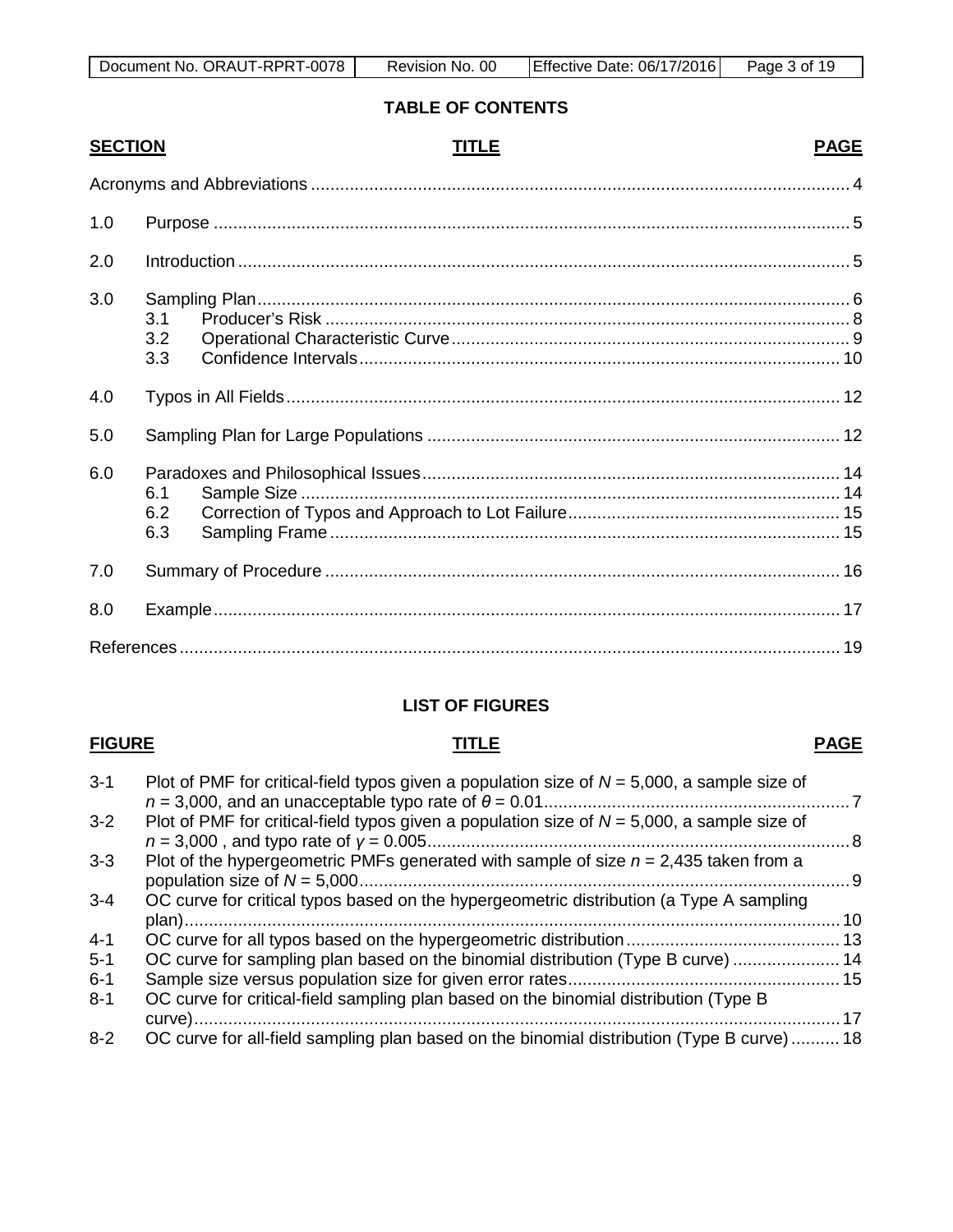## TABLE OF CONTENTS

| SECTION | TITLE | PAGE |
|---|---|---|
| | Acronyms and Abbreviations | 4 |
| 1.0 | Purpose | 5 |
| 2.0 | Introduction | 5 |
| 3.0 | Sampling Plan | 6 |
| | 3.1 Producer's Risk | 8 |
| | 3.2 Operational Characteristic Curve | 9 |
| | 3.3 Confidence Intervals | 10 |
| 4.0 | Typos in All Fields | 12 |
| 5.0 | Sampling Plan for Large Populations | 12 |
| 6.0 | Paradoxes and Philosophical Issues | 14 |
| | 6.1 Sample Size | 14 |
| | 6.2 Correction of Typos and Approach to Lot Failure | 15 |
| | 6.3 Sampling Frame | 15 |
| 7.0 | Summary of Procedure | 16 |
| 8.0 | Example | 17 |
| | References | 19 |

## LIST OF FIGURES

| FIGURE | TITLE | PAGE |
|---|---|---|
| 3-1 | Plot of PMF for critical-field typos given a population size of $N$ = 5,000, a sample size of $n$ = 3,000, and an unacceptable typo rate of $\theta$ = 0.01 | 7 |
| 3-2 | Plot of PMF for critical-field typos given a population size of $N$ = 5,000, a sample size of $n$ = 3,000 , and typo rate of $\gamma$ = 0.005 | 8 |
| 3-3 | Plot of the hypergeometric PMFs generated with sample of size $n$ = 2,435 taken from a population size of $N$ = 5,000 | 9 |
| 3-4 | OC curve for critical typos based on the hypergeometric distribution (a Type A sampling plan) | 10 |
| 4-1 | OC curve for all typos based on the hypergeometric distribution | 13 |
| 5-1 | OC curve for sampling plan based on the binomial distribution (Type B curve) | 14 |
| 6-1 | Sample size versus population size for given error rates | 15 |
| 8-1 | OC curve for critical-field sampling plan based on the binomial distribution (Type B curve) | 17 |
| 8-2 | OC curve for all-field sampling plan based on the binomial distribution (Type B curve) | 18 |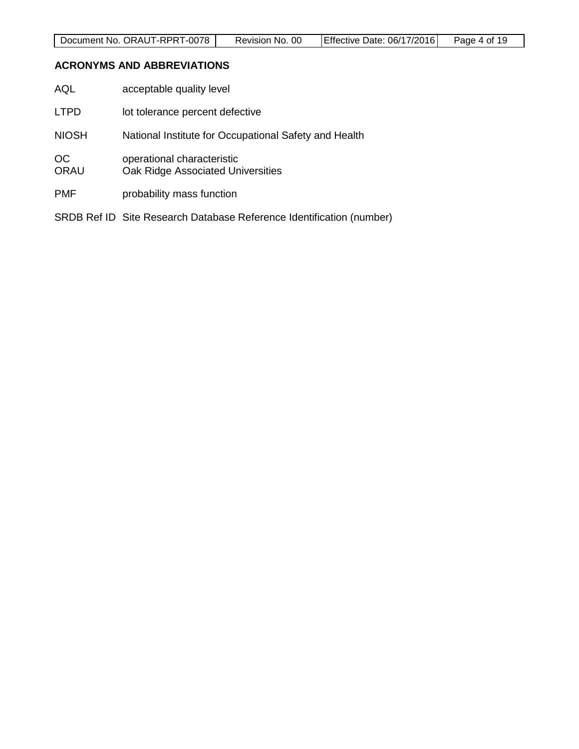## ACRONYMS AND ABBREVIATIONS

AQL acceptable quality level

LTPD lot tolerance percent defective

NIOSH National Institute for Occupational Safety and Health

OC operational characteristic

ORAU Oak Ridge Associated Universities

PMF probability mass function

SRDB Ref ID Site Research Database Reference Identification (number)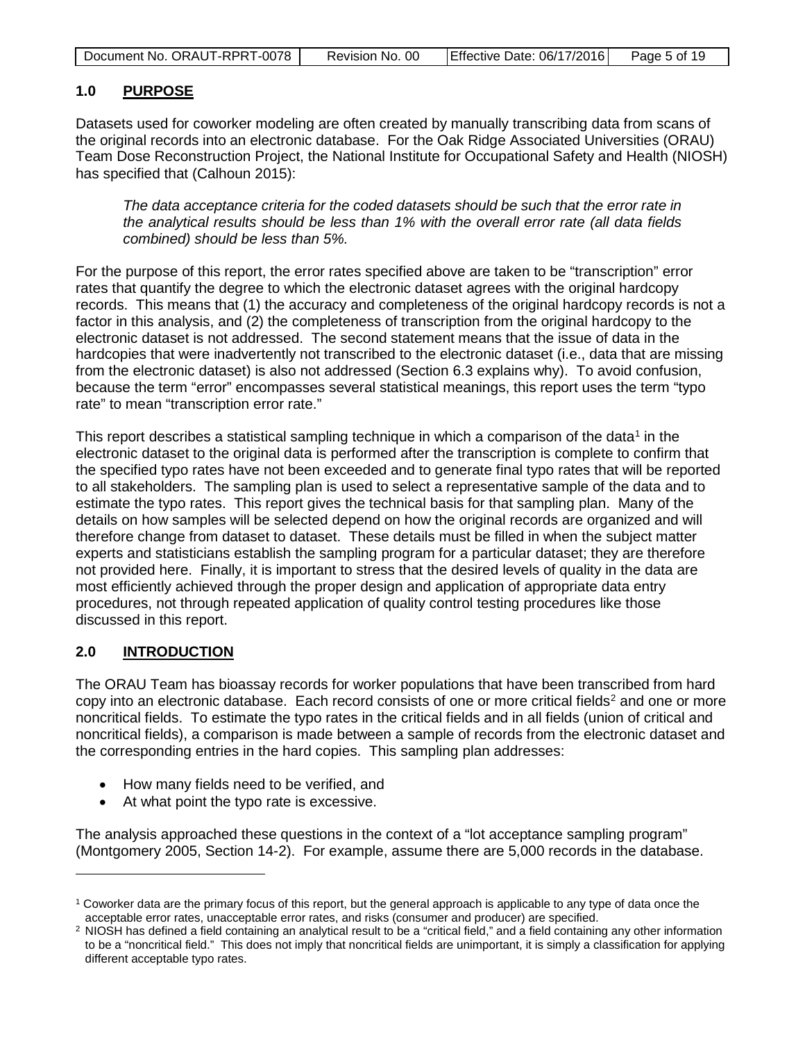## 1.0 PURPOSE

Datasets used for coworker modeling are often created by manually transcribing data from scans of the original records into an electronic database. For the Oak Ridge Associated Universities (ORAU) Team Dose Reconstruction Project, the National Institute for Occupational Safety and Health (NIOSH) has specified that (Calhoun 2015):

> *The data acceptance criteria for the coded datasets should be such that the error rate in the analytical results should be less than 1% with the overall error rate (all data fields combined) should be less than 5%.*

For the purpose of this report, the error rates specified above are taken to be "transcription" error rates that quantify the degree to which the electronic dataset agrees with the original hardcopy records. This means that (1) the accuracy and completeness of the original hardcopy records is not a factor in this analysis, and (2) the completeness of transcription from the original hardcopy to the electronic dataset is not addressed. The second statement means that the issue of data in the hardcopies that were inadvertently not transcribed to the electronic dataset (i.e., data that are missing from the electronic dataset) is also not addressed (Section 6.3 explains why). To avoid confusion, because the term "error" encompasses several statistical meanings, this report uses the term "typo rate" to mean "transcription error rate."

This report describes a statistical sampling technique in which a comparison of the data[1] in the electronic dataset to the original data is performed after the transcription is complete to confirm that the specified typo rates have not been exceeded and to generate final typo rates that will be reported to all stakeholders. The sampling plan is used to select a representative sample of the data and to estimate the typo rates. This report gives the technical basis for that sampling plan. Many of the details on how samples will be selected depend on how the original records are organized and will therefore change from dataset to dataset. These details must be filled in when the subject matter experts and statisticians establish the sampling program for a particular dataset; they are therefore not provided here. Finally, it is important to stress that the desired levels of quality in the data are most efficiently achieved through the proper design and application of appropriate data entry procedures, not through repeated application of quality control testing procedures like those discussed in this report.

## 2.0 INTRODUCTION

The ORAU Team has bioassay records for worker populations that have been transcribed from hard copy into an electronic database. Each record consists of one or more critical fields[2] and one or more noncritical fields. To estimate the typo rates in the critical fields and in all fields (union of critical and noncritical fields), a comparison is made between a sample of records from the electronic dataset and the corresponding entries in the hard copies. This sampling plan addresses:

- How many fields need to be verified, and
- At what point the typo rate is excessive.

The analysis approached these questions in the context of a "lot acceptance sampling program" (Montgomery 2005, Section 14-2). For example, assume there are 5,000 records in the database.

---

[1] Coworker data are the primary focus of this report, but the general approach is applicable to any type of data once the acceptable error rates, unacceptable error rates, and risks (consumer and producer) are specified.

[2] NIOSH has defined a field containing an analytical result to be a "critical field," and a field containing any other information to be a "noncritical field." This does not imply that noncritical fields are unimportant, it is simply a classification for applying different acceptable typo rates.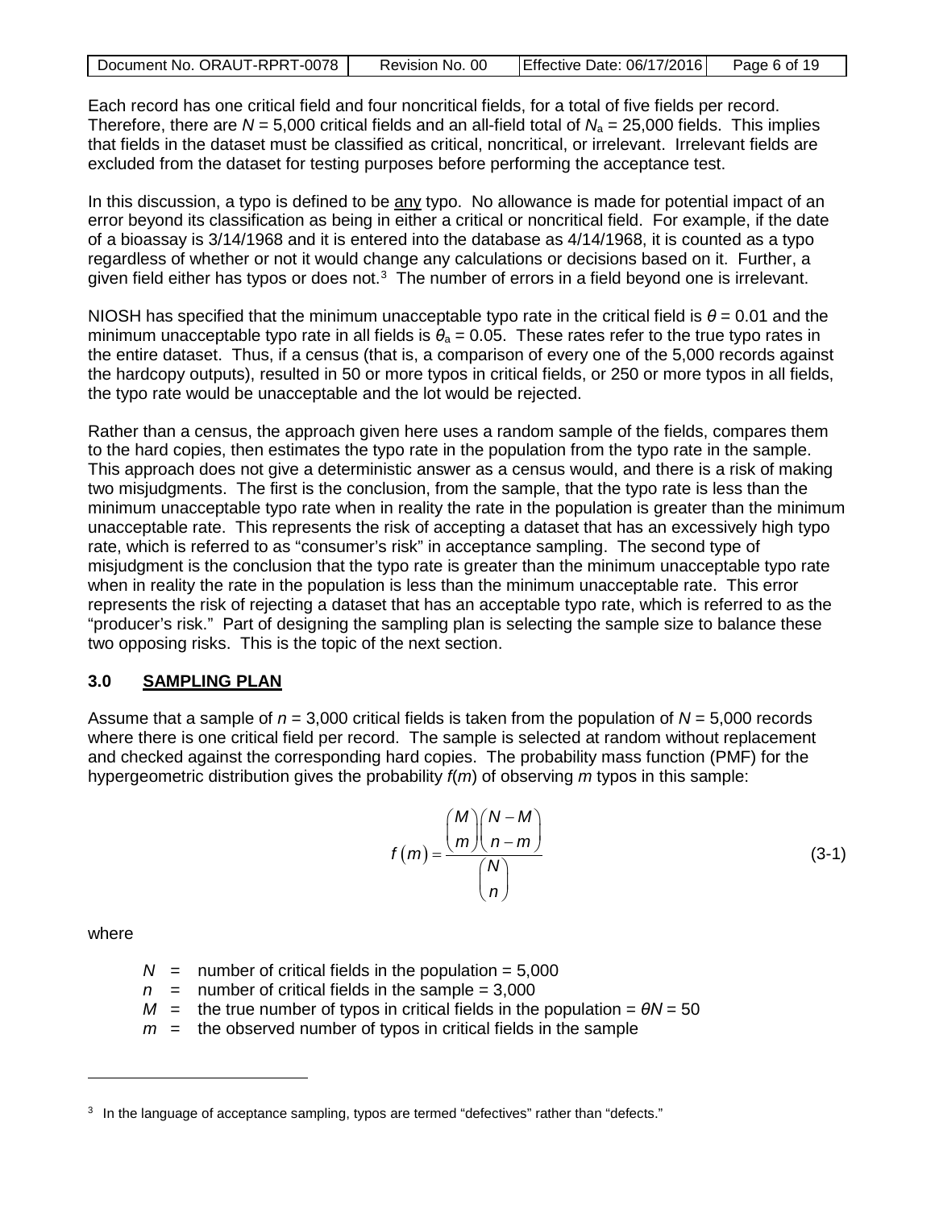Each record has one critical field and four noncritical fields, for a total of five fields per record. Therefore, there are $N$ = 5,000 critical fields and an all-field total of $N_a$ = 25,000 fields. This implies that fields in the dataset must be classified as critical, noncritical, or irrelevant. Irrelevant fields are excluded from the dataset for testing purposes before performing the acceptance test.

In this discussion, a typo is defined to be any typo. No allowance is made for potential impact of an error beyond its classification as being in either a critical or noncritical field. For example, if the date of a bioassay is 3/14/1968 and it is entered into the database as 4/14/1968, it is counted as a typo regardless of whether or not it would change any calculations or decisions based on it. Further, a given field either has typos or does not.[3] The number of errors in a field beyond one is irrelevant.

NIOSH has specified that the minimum unacceptable typo rate in the critical field is $\theta = 0.01$ and the minimum unacceptable typo rate in all fields is $\theta_a = 0.05$. These rates refer to the true typo rates in the entire dataset. Thus, if a census (that is, a comparison of every one of the 5,000 records against the hardcopy outputs), resulted in 50 or more typos in critical fields, or 250 or more typos in all fields, the typo rate would be unacceptable and the lot would be rejected.

Rather than a census, the approach given here uses a random sample of the fields, compares them to the hard copies, then estimates the typo rate in the population from the typo rate in the sample. This approach does not give a deterministic answer as a census would, and there is a risk of making two misjudgments. The first is the conclusion, from the sample, that the typo rate is less than the minimum unacceptable typo rate when in reality the rate in the population is greater than the minimum unacceptable rate. This represents the risk of accepting a dataset that has an excessively high typo rate, which is referred to as "consumer's risk" in acceptance sampling. The second type of misjudgment is the conclusion that the typo rate is greater than the minimum unacceptable typo rate when in reality the rate in the population is less than the minimum unacceptable rate. This error represents the risk of rejecting a dataset that has an acceptable typo rate, which is referred to as the "producer's risk." Part of designing the sampling plan is selecting the sample size to balance these two opposing risks. This is the topic of the next section.

## 3.0 SAMPLING PLAN

Assume that a sample of $n$ = 3,000 critical fields is taken from the population of $N$ = 5,000 records where there is one critical field per record. The sample is selected at random without replacement and checked against the corresponding hard copies. The probability mass function (PMF) for the hypergeometric distribution gives the probability $f(m)$ of observing $m$ typos in this sample:

$$f(m) = \frac{\binom{M}{m}\binom{N-M}{n-m}}{\binom{N}{n}} \tag{3-1}$$

where

- $N$ = number of critical fields in the population = 5,000
- $n$ = number of critical fields in the sample = 3,000
- $M$ = the true number of typos in critical fields in the population = $\theta N$ = 50
- $m$ = the observed number of typos in critical fields in the sample

[3] In the language of acceptance sampling, typos are termed "defectives" rather than "defects."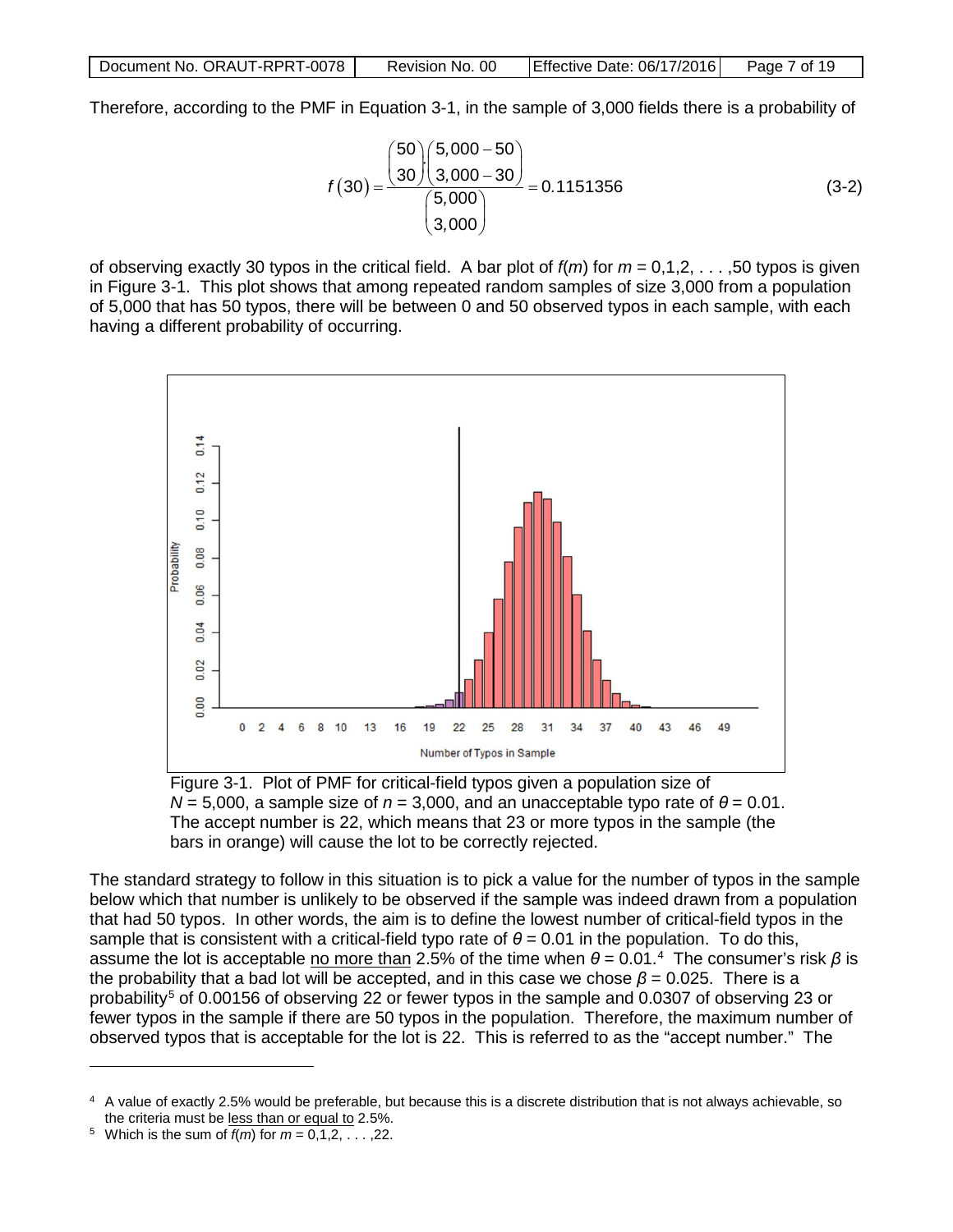Therefore, according to the PMF in Equation 3-1, in the sample of 3,000 fields there is a probability of

$$f(30) = \frac{\binom{50}{30}\binom{5{,}000-50}{3{,}000-30}}{\binom{5{,}000}{3{,}000}} = 0.1151356 \tag{3-2}$$

of observing exactly 30 typos in the critical field. A bar plot of $f(m)$ for $m = 0,1,2, \ldots ,50$ typos is given in Figure 3-1. This plot shows that among repeated random samples of size 3,000 from a population of 5,000 that has 50 typos, there will be between 0 and 50 observed typos in each sample, with each having a different probability of occurring.

Figure 3-1. Plot of PMF for critical-field typos given a population size of $N = 5{,}000$, a sample size of $n = 3{,}000$, and an unacceptable typo rate of $\theta = 0.01$. The accept number is 22, which means that 23 or more typos in the sample (the bars in orange) will cause the lot to be correctly rejected.

The standard strategy to follow in this situation is to pick a value for the number of typos in the sample below which that number is unlikely to be observed if the sample was indeed drawn from a population that had 50 typos. In other words, the aim is to define the lowest number of critical-field typos in the sample that is consistent with a critical-field typo rate of $\theta = 0.01$ in the population. To do this, assume the lot is acceptable no more than 2.5% of the time when $\theta = 0.01$.[4] The consumer's risk $\beta$ is the probability that a bad lot will be accepted, and in this case we chose $\beta = 0.025$. There is a probability[5] of 0.00156 of observing 22 or fewer typos in the sample and 0.0307 of observing 23 or fewer typos in the sample if there are 50 typos in the population. Therefore, the maximum number of observed typos that is acceptable for the lot is 22. This is referred to as the "accept number." The

[4] A value of exactly 2.5% would be preferable, but because this is a discrete distribution that is not always achievable, so the criteria must be less than or equal to 2.5%.

[5] Which is the sum of $f(m)$ for $m = 0,1,2, \ldots ,22$.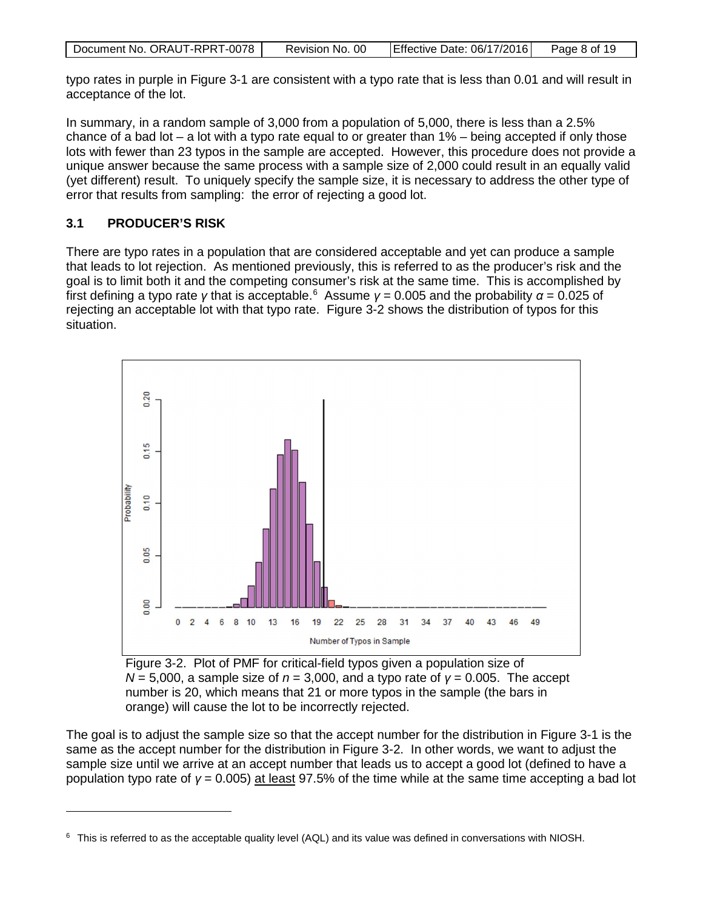typo rates in purple in Figure 3-1 are consistent with a typo rate that is less than 0.01 and will result in acceptance of the lot.

In summary, in a random sample of 3,000 from a population of 5,000, there is less than a 2.5% chance of a bad lot – a lot with a typo rate equal to or greater than 1% – being accepted if only those lots with fewer than 23 typos in the sample are accepted. However, this procedure does not provide a unique answer because the same process with a sample size of 2,000 could result in an equally valid (yet different) result. To uniquely specify the sample size, it is necessary to address the other type of error that results from sampling: the error of rejecting a good lot.

## 3.1 PRODUCER'S RISK

There are typo rates in a population that are considered acceptable and yet can produce a sample that leads to lot rejection. As mentioned previously, this is referred to as the producer's risk and the goal is to limit both it and the competing consumer's risk at the same time. This is accomplished by first defining a typo rate $\gamma$ that is acceptable.[6] Assume $\gamma = 0.005$ and the probability $\alpha = 0.025$ of rejecting an acceptable lot with that typo rate. Figure 3-2 shows the distribution of typos for this situation.

Figure 3-2. Plot of PMF for critical-field typos given a population size of $N = 5{,}000$, a sample size of $n = 3{,}000$, and a typo rate of $\gamma = 0.005$. The accept number is 20, which means that 21 or more typos in the sample (the bars in orange) will cause the lot to be incorrectly rejected.

The goal is to adjust the sample size so that the accept number for the distribution in Figure 3-1 is the same as the accept number for the distribution in Figure 3-2. In other words, we want to adjust the sample size until we arrive at an accept number that leads us to accept a good lot (defined to have a population typo rate of $\gamma = 0.005$) <u>at least</u> 97.5% of the time while at the same time accepting a bad lot

[6] This is referred to as the acceptable quality level (AQL) and its value was defined in conversations with NIOSH.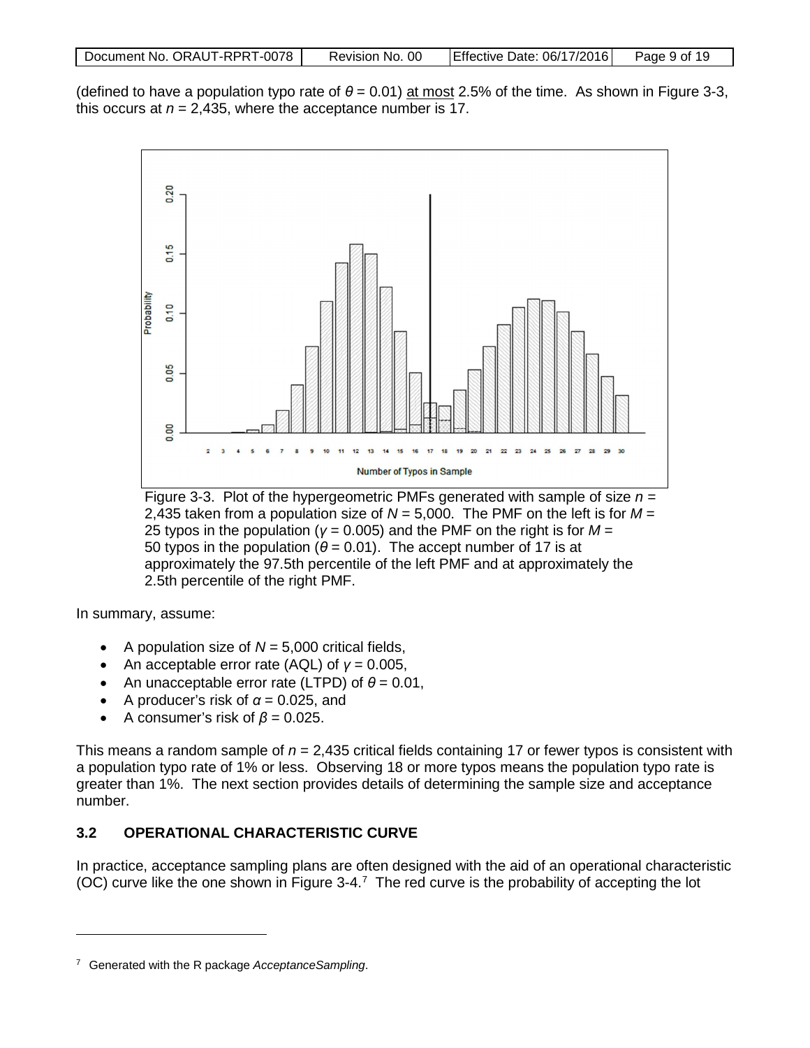(defined to have a population typo rate of $\theta = 0.01$) at most 2.5% of the time. As shown in Figure 3-3, this occurs at $n = 2{,}435$, where the acceptance number is 17.

Figure 3-3. Plot of the hypergeometric PMFs generated with sample of size $n = 2{,}435$ taken from a population size of $N = 5{,}000$. The PMF on the left is for $M = 25$ typos in the population ($\gamma = 0.005$) and the PMF on the right is for $M = 50$ typos in the population ($\theta = 0.01$). The accept number of 17 is at approximately the 97.5th percentile of the left PMF and at approximately the 2.5th percentile of the right PMF.

In summary, assume:

- A population size of $N = 5{,}000$ critical fields,
- An acceptable error rate (AQL) of $\gamma = 0.005$,
- An unacceptable error rate (LTPD) of $\theta = 0.01$,
- A producer's risk of $\alpha = 0.025$, and
- A consumer's risk of $\beta = 0.025$.

This means a random sample of $n = 2{,}435$ critical fields containing 17 or fewer typos is consistent with a population typo rate of 1% or less. Observing 18 or more typos means the population typo rate is greater than 1%. The next section provides details of determining the sample size and acceptance number.

### 3.2 OPERATIONAL CHARACTERISTIC CURVE

In practice, acceptance sampling plans are often designed with the aid of an operational characteristic (OC) curve like the one shown in Figure 3-4.[7] The red curve is the probability of accepting the lot

[7] Generated with the R package *AcceptanceSampling*.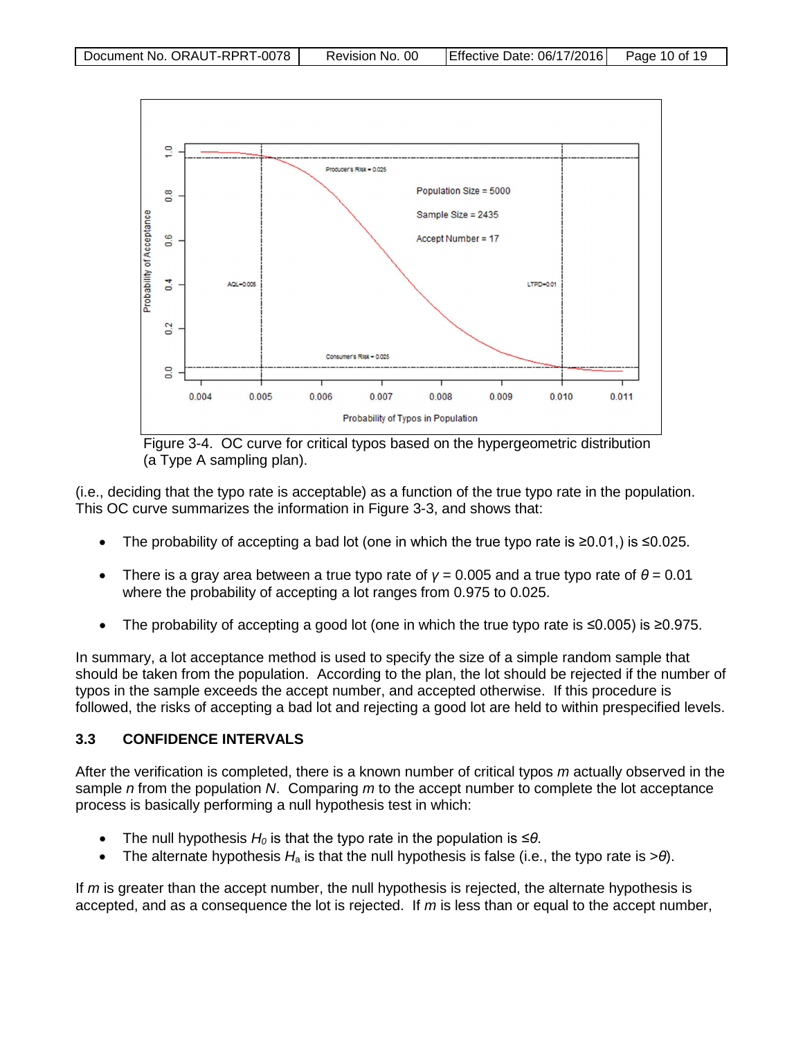Figure 3-4. OC curve for critical typos based on the hypergeometric distribution (a Type A sampling plan).

(i.e., deciding that the typo rate is acceptable) as a function of the true typo rate in the population. This OC curve summarizes the information in Figure 3-3, and shows that:

- The probability of accepting a bad lot (one in which the true typo rate is ≥0.01,) is ≤0.025.
- There is a gray area between a true typo rate of $\gamma = 0.005$ and a true typo rate of $\theta = 0.01$ where the probability of accepting a lot ranges from 0.975 to 0.025.
- The probability of accepting a good lot (one in which the true typo rate is ≤0.005) is ≥0.975.

In summary, a lot acceptance method is used to specify the size of a simple random sample that should be taken from the population. According to the plan, the lot should be rejected if the number of typos in the sample exceeds the accept number, and accepted otherwise. If this procedure is followed, the risks of accepting a bad lot and rejecting a good lot are held to within prespecified levels.

## 3.3 CONFIDENCE INTERVALS

After the verification is completed, there is a known number of critical typos $m$ actually observed in the sample $n$ from the population $N$. Comparing $m$ to the accept number to complete the lot acceptance process is basically performing a null hypothesis test in which:

- The null hypothesis $H_0$ is that the typo rate in the population is $\leq\theta$.
- The alternate hypothesis $H_a$ is that the null hypothesis is false (i.e., the typo rate is $>\theta$).

If $m$ is greater than the accept number, the null hypothesis is rejected, the alternate hypothesis is accepted, and as a consequence the lot is rejected. If $m$ is less than or equal to the accept number,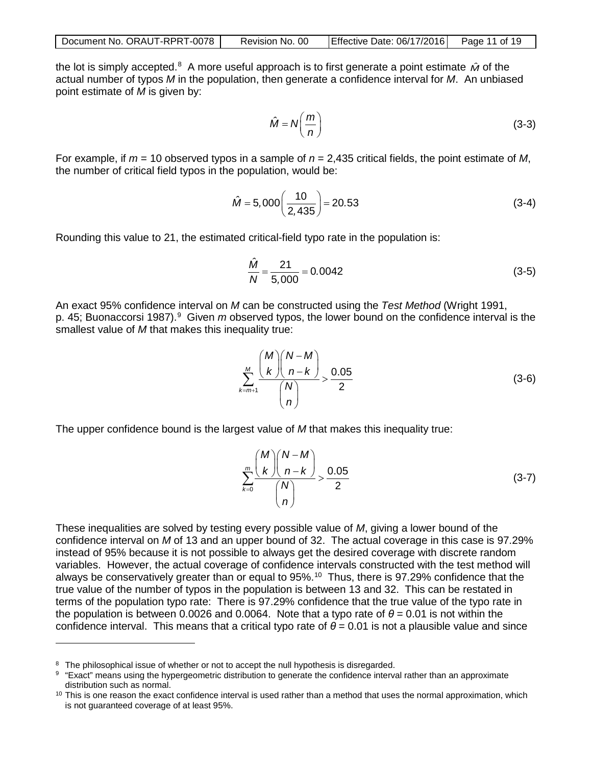the lot is simply accepted.[8] A more useful approach is to first generate a point estimate $\hat{M}$ of the actual number of typos *M* in the population, then generate a confidence interval for *M*. An unbiased point estimate of *M* is given by:

$$\hat{M} = N\left(\frac{m}{n}\right) \tag{3-3}$$

For example, if $m = 10$ observed typos in a sample of $n = 2{,}435$ critical fields, the point estimate of *M*, the number of critical field typos in the population, would be:

$$\hat{M} = 5{,}000\left(\frac{10}{2{,}435}\right) = 20.53 \tag{3-4}$$

Rounding this value to 21, the estimated critical-field typo rate in the population is:

$$\frac{\hat{M}}{N} = \frac{21}{5{,}000} = 0.0042 \tag{3-5}$$

An exact 95% confidence interval on *M* can be constructed using the *Test Method* (Wright 1991, p. 45; Buonaccorsi 1987).[9] Given *m* observed typos, the lower bound on the confidence interval is the smallest value of *M* that makes this inequality true:

$$\sum_{k=m+1}^{M} \frac{\binom{M}{k}\binom{N-M}{n-k}}{\binom{N}{n}} > \frac{0.05}{2} \tag{3-6}$$

The upper confidence bound is the largest value of *M* that makes this inequality true:

$$\sum_{k=0}^{m} \frac{\binom{M}{k}\binom{N-M}{n-k}}{\binom{N}{n}} > \frac{0.05}{2} \tag{3-7}$$

These inequalities are solved by testing every possible value of *M*, giving a lower bound of the confidence interval on *M* of 13 and an upper bound of 32. The actual coverage in this case is 97.29% instead of 95% because it is not possible to always get the desired coverage with discrete random variables. However, the actual coverage of confidence intervals constructed with the test method will always be conservatively greater than or equal to 95%.[10] Thus, there is 97.29% confidence that the true value of the number of typos in the population is between 13 and 32. This can be restated in terms of the population typo rate: There is 97.29% confidence that the true value of the typo rate in the population is between 0.0026 and 0.0064. Note that a typo rate of $\theta = 0.01$ is not within the confidence interval. This means that a critical typo rate of $\theta = 0.01$ is not a plausible value and since

---

[8] The philosophical issue of whether or not to accept the null hypothesis is disregarded.

[9] "Exact" means using the hypergeometric distribution to generate the confidence interval rather than an approximate distribution such as normal.

[10] This is one reason the exact confidence interval is used rather than a method that uses the normal approximation, which is not guaranteed coverage of at least 95%.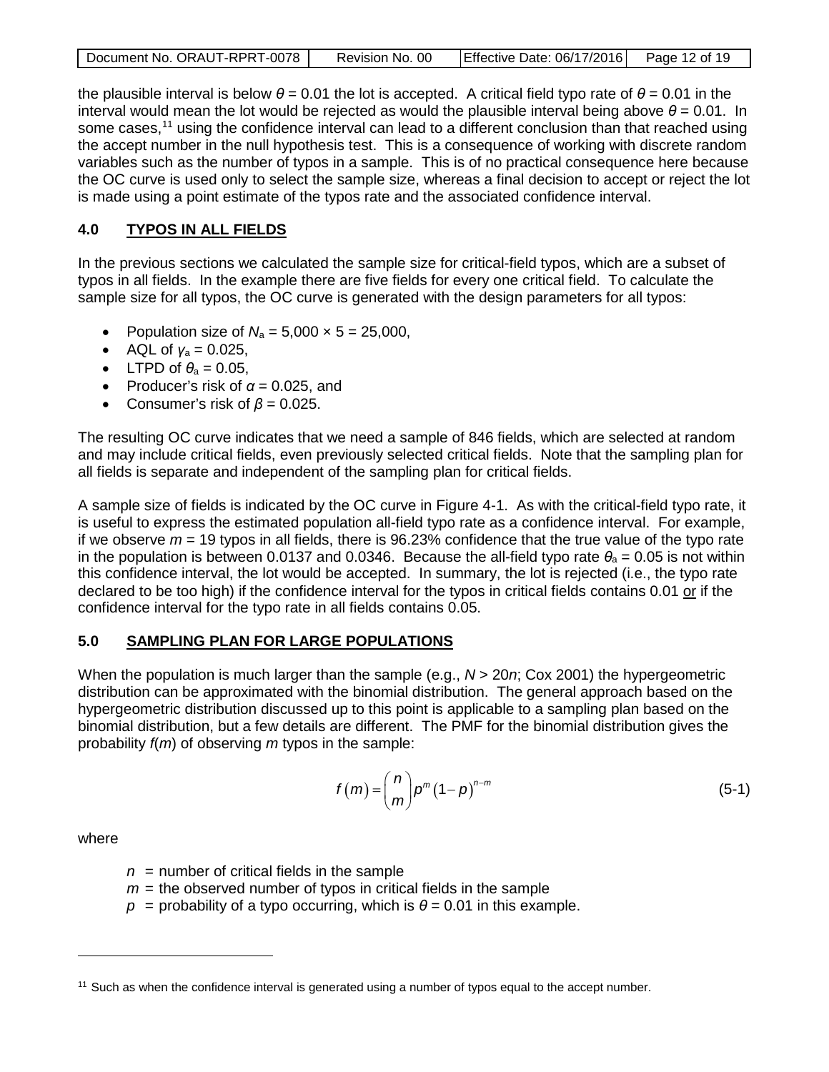the plausible interval is below $\theta = 0.01$ the lot is accepted. A critical field typo rate of $\theta = 0.01$ in the interval would mean the lot would be rejected as would the plausible interval being above $\theta = 0.01$. In some cases,[11] using the confidence interval can lead to a different conclusion than that reached using the accept number in the null hypothesis test. This is a consequence of working with discrete random variables such as the number of typos in a sample. This is of no practical consequence here because the OC curve is used only to select the sample size, whereas a final decision to accept or reject the lot is made using a point estimate of the typos rate and the associated confidence interval.

## 4.0 TYPOS IN ALL FIELDS

In the previous sections we calculated the sample size for critical-field typos, which are a subset of typos in all fields. In the example there are five fields for every one critical field. To calculate the sample size for all typos, the OC curve is generated with the design parameters for all typos:

- Population size of $N_a = 5{,}000 \times 5 = 25{,}000$,
- AQL of $\gamma_a = 0.025$,
- LTPD of $\theta_a = 0.05$,
- Producer's risk of $\alpha = 0.025$, and
- Consumer's risk of $\beta = 0.025$.

The resulting OC curve indicates that we need a sample of 846 fields, which are selected at random and may include critical fields, even previously selected critical fields. Note that the sampling plan for all fields is separate and independent of the sampling plan for critical fields.

A sample size of fields is indicated by the OC curve in Figure 4-1. As with the critical-field typo rate, it is useful to express the estimated population all-field typo rate as a confidence interval. For example, if we observe $m = 19$ typos in all fields, there is 96.23% confidence that the true value of the typo rate in the population is between 0.0137 and 0.0346. Because the all-field typo rate $\theta_a = 0.05$ is not within this confidence interval, the lot would be accepted. In summary, the lot is rejected (i.e., the typo rate declared to be too high) if the confidence interval for the typos in critical fields contains 0.01 or if the confidence interval for the typo rate in all fields contains 0.05.

## 5.0 SAMPLING PLAN FOR LARGE POPULATIONS

When the population is much larger than the sample (e.g., $N > 20n$; Cox 2001) the hypergeometric distribution can be approximated with the binomial distribution. The general approach based on the hypergeometric distribution discussed up to this point is applicable to a sampling plan based on the binomial distribution, but a few details are different. The PMF for the binomial distribution gives the probability $f(m)$ of observing $m$ typos in the sample:

$$f(m) = \binom{n}{m} p^m (1-p)^{n-m} \tag{5-1}$$

where

- $n$ = number of critical fields in the sample
- $m$ = the observed number of typos in critical fields in the sample
- $p$ = probability of a typo occurring, which is $\theta = 0.01$ in this example.

---

[11] Such as when the confidence interval is generated using a number of typos equal to the accept number.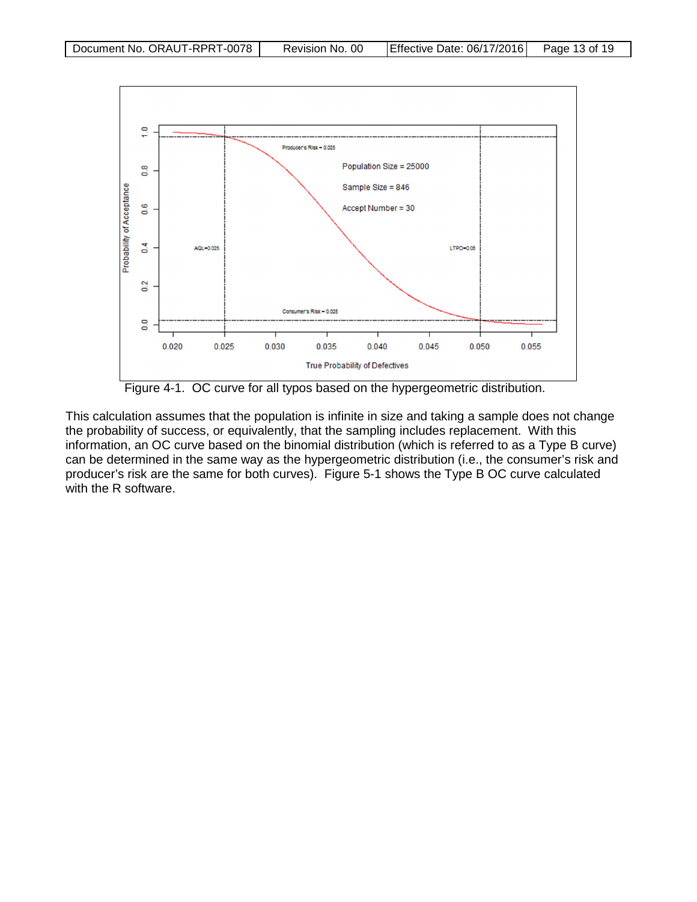Figure 4-1. OC curve for all typos based on the hypergeometric distribution.

This calculation assumes that the population is infinite in size and taking a sample does not change the probability of success, or equivalently, that the sampling includes replacement. With this information, an OC curve based on the binomial distribution (which is referred to as a Type B curve) can be determined in the same way as the hypergeometric distribution (i.e., the consumer's risk and producer's risk are the same for both curves). Figure 5-1 shows the Type B OC curve calculated with the R software.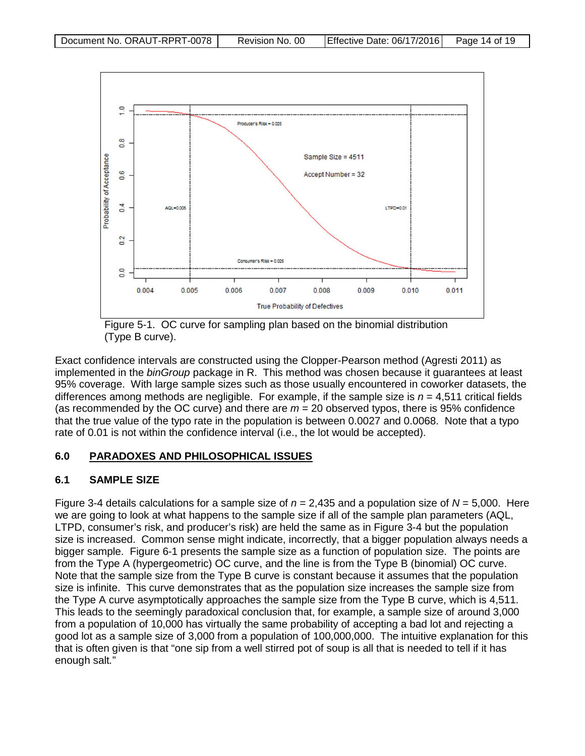Figure 5-1. OC curve for sampling plan based on the binomial distribution (Type B curve).

Exact confidence intervals are constructed using the Clopper-Pearson method (Agresti 2011) as implemented in the *binGroup* package in R. This method was chosen because it guarantees at least 95% coverage. With large sample sizes such as those usually encountered in coworker datasets, the differences among methods are negligible. For example, if the sample size is $n = 4{,}511$ critical fields (as recommended by the OC curve) and there are $m = 20$ observed typos, there is 95% confidence that the true value of the typo rate in the population is between 0.0027 and 0.0068. Note that a typo rate of 0.01 is not within the confidence interval (i.e., the lot would be accepted).

## 6.0 PARADOXES AND PHILOSOPHICAL ISSUES

### 6.1 SAMPLE SIZE

Figure 3-4 details calculations for a sample size of $n = 2{,}435$ and a population size of $N = 5{,}000$. Here we are going to look at what happens to the sample size if all of the sample plan parameters (AQL, LTPD, consumer's risk, and producer's risk) are held the same as in Figure 3-4 but the population size is increased. Common sense might indicate, incorrectly, that a bigger population always needs a bigger sample. Figure 6-1 presents the sample size as a function of population size. The points are from the Type A (hypergeometric) OC curve, and the line is from the Type B (binomial) OC curve. Note that the sample size from the Type B curve is constant because it assumes that the population size is infinite. This curve demonstrates that as the population size increases the sample size from the Type A curve asymptotically approaches the sample size from the Type B curve, which is 4,511. This leads to the seemingly paradoxical conclusion that, for example, a sample size of around 3,000 from a population of 10,000 has virtually the same probability of accepting a bad lot and rejecting a good lot as a sample size of 3,000 from a population of 100,000,000. The intuitive explanation for this that is often given is that "one sip from a well stirred pot of soup is all that is needed to tell if it has enough salt."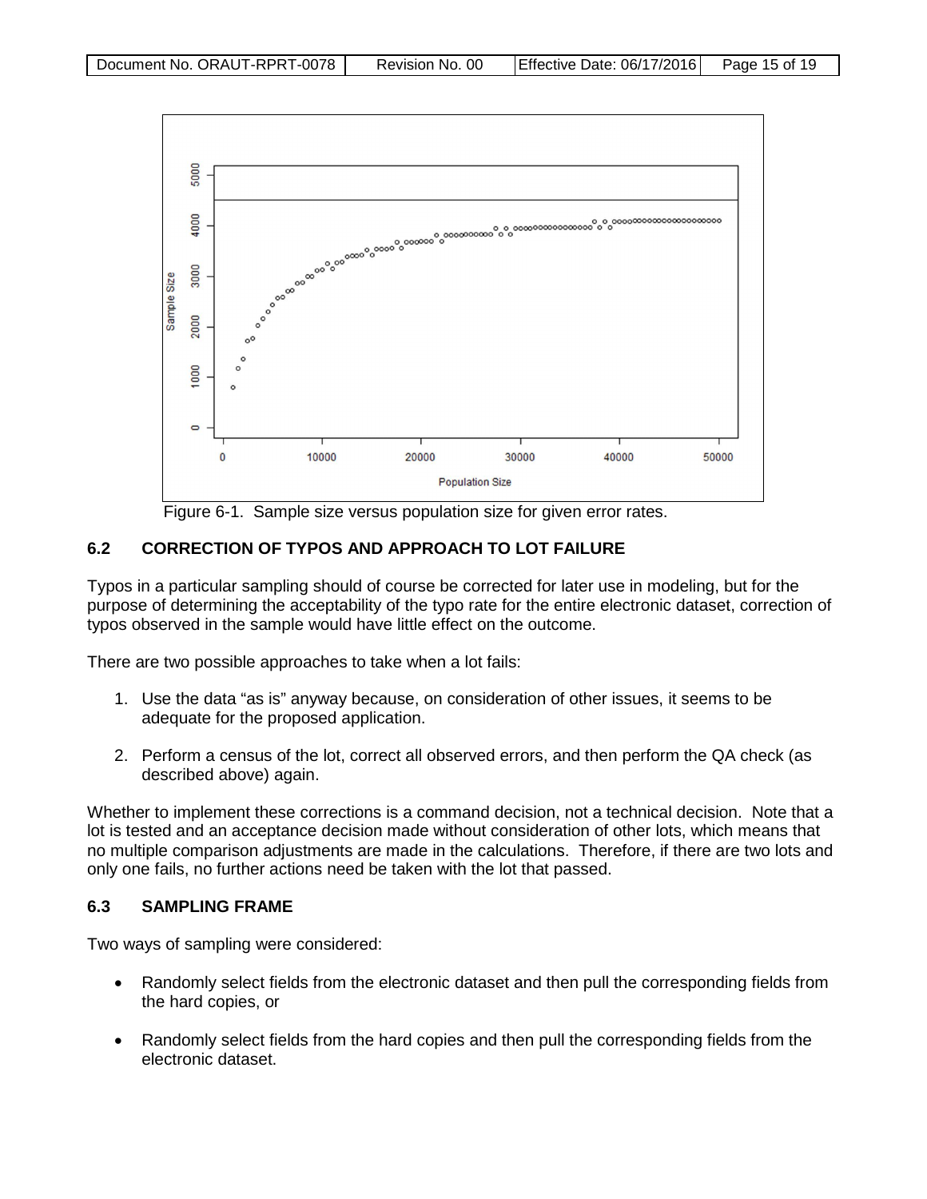Figure 6-1. Sample size versus population size for given error rates.

## 6.2 CORRECTION OF TYPOS AND APPROACH TO LOT FAILURE

Typos in a particular sampling should of course be corrected for later use in modeling, but for the purpose of determining the acceptability of the typo rate for the entire electronic dataset, correction of typos observed in the sample would have little effect on the outcome.

There are two possible approaches to take when a lot fails:

1. Use the data "as is" anyway because, on consideration of other issues, it seems to be adequate for the proposed application.
2. Perform a census of the lot, correct all observed errors, and then perform the QA check (as described above) again.

Whether to implement these corrections is a command decision, not a technical decision. Note that a lot is tested and an acceptance decision made without consideration of other lots, which means that no multiple comparison adjustments are made in the calculations. Therefore, if there are two lots and only one fails, no further actions need be taken with the lot that passed.

## 6.3 SAMPLING FRAME

Two ways of sampling were considered:

- Randomly select fields from the electronic dataset and then pull the corresponding fields from the hard copies, or
- Randomly select fields from the hard copies and then pull the corresponding fields from the electronic dataset.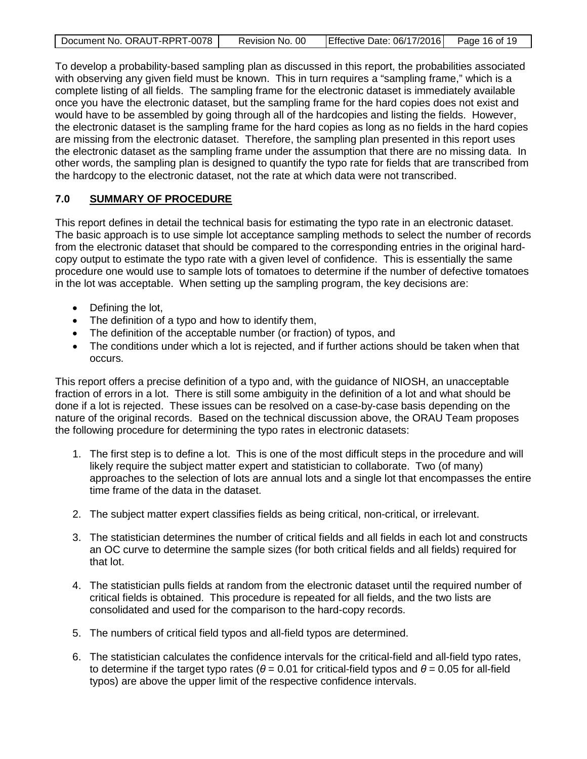To develop a probability-based sampling plan as discussed in this report, the probabilities associated with observing any given field must be known. This in turn requires a "sampling frame," which is a complete listing of all fields. The sampling frame for the electronic dataset is immediately available once you have the electronic dataset, but the sampling frame for the hard copies does not exist and would have to be assembled by going through all of the hardcopies and listing the fields. However, the electronic dataset is the sampling frame for the hard copies as long as no fields in the hard copies are missing from the electronic dataset. Therefore, the sampling plan presented in this report uses the electronic dataset as the sampling frame under the assumption that there are no missing data. In other words, the sampling plan is designed to quantify the typo rate for fields that are transcribed from the hardcopy to the electronic dataset, not the rate at which data were not transcribed.

## 7.0 SUMMARY OF PROCEDURE

This report defines in detail the technical basis for estimating the typo rate in an electronic dataset. The basic approach is to use simple lot acceptance sampling methods to select the number of records from the electronic dataset that should be compared to the corresponding entries in the original hard-copy output to estimate the typo rate with a given level of confidence. This is essentially the same procedure one would use to sample lots of tomatoes to determine if the number of defective tomatoes in the lot was acceptable. When setting up the sampling program, the key decisions are:

- Defining the lot,
- The definition of a typo and how to identify them,
- The definition of the acceptable number (or fraction) of typos, and
- The conditions under which a lot is rejected, and if further actions should be taken when that occurs.

This report offers a precise definition of a typo and, with the guidance of NIOSH, an unacceptable fraction of errors in a lot. There is still some ambiguity in the definition of a lot and what should be done if a lot is rejected. These issues can be resolved on a case-by-case basis depending on the nature of the original records. Based on the technical discussion above, the ORAU Team proposes the following procedure for determining the typo rates in electronic datasets:

1. The first step is to define a lot. This is one of the most difficult steps in the procedure and will likely require the subject matter expert and statistician to collaborate. Two (of many) approaches to the selection of lots are annual lots and a single lot that encompasses the entire time frame of the data in the dataset.

2. The subject matter expert classifies fields as being critical, non-critical, or irrelevant.

3. The statistician determines the number of critical fields and all fields in each lot and constructs an OC curve to determine the sample sizes (for both critical fields and all fields) required for that lot.

4. The statistician pulls fields at random from the electronic dataset until the required number of critical fields is obtained. This procedure is repeated for all fields, and the two lists are consolidated and used for the comparison to the hard-copy records.

5. The numbers of critical field typos and all-field typos are determined.

6. The statistician calculates the confidence intervals for the critical-field and all-field typo rates, to determine if the target typo rates ($\theta = 0.01$ for critical-field typos and $\theta = 0.05$ for all-field typos) are above the upper limit of the respective confidence intervals.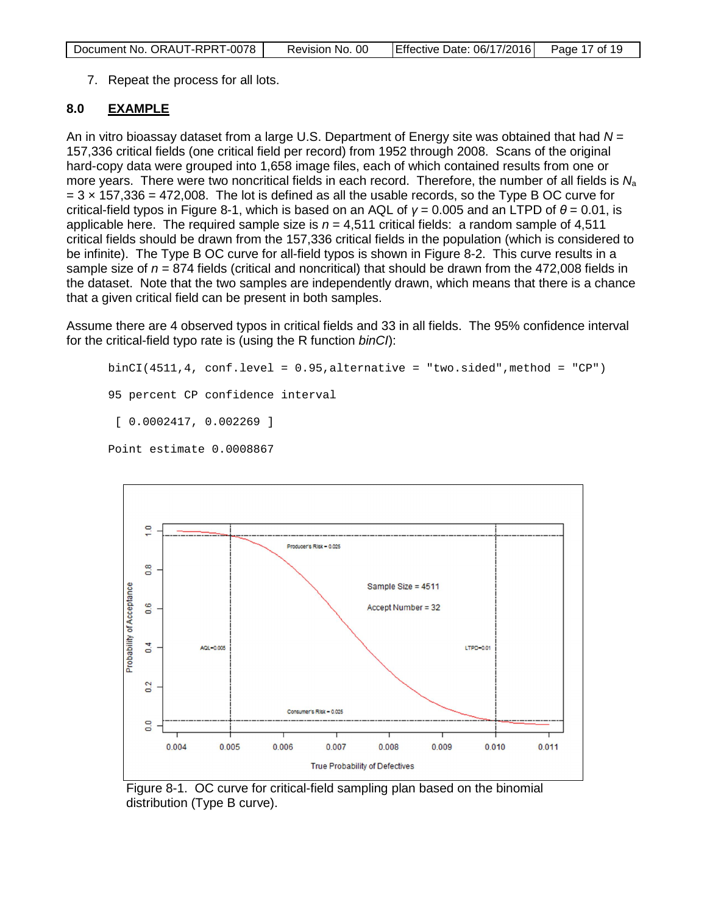7. Repeat the process for all lots.

## 8.0 EXAMPLE

An in vitro bioassay dataset from a large U.S. Department of Energy site was obtained that had $N$ = 157,336 critical fields (one critical field per record) from 1952 through 2008. Scans of the original hard-copy data were grouped into 1,658 image files, each of which contained results from one or more years. There were two noncritical fields in each record. Therefore, the number of all fields is $N_a$ = 3 × 157,336 = 472,008. The lot is defined as all the usable records, so the Type B OC curve for critical-field typos in Figure 8-1, which is based on an AQL of $\gamma$ = 0.005 and an LTPD of $\theta$ = 0.01, is applicable here. The required sample size is $n$ = 4,511 critical fields: a random sample of 4,511 critical fields should be drawn from the 157,336 critical fields in the population (which is considered to be infinite). The Type B OC curve for all-field typos is shown in Figure 8-2. This curve results in a sample size of $n$ = 874 fields (critical and noncritical) that should be drawn from the 472,008 fields in the dataset. Note that the two samples are independently drawn, which means that there is a chance that a given critical field can be present in both samples.

Assume there are 4 observed typos in critical fields and 33 in all fields. The 95% confidence interval for the critical-field typo rate is (using the R function *binCI*):

```
binCI(4511,4, conf.level = 0.95,alternative = "two.sided",method = "CP")

95 percent CP confidence interval

 [ 0.0002417, 0.002269 ]

Point estimate 0.0008867
```

Figure 8-1. OC curve for critical-field sampling plan based on the binomial distribution (Type B curve).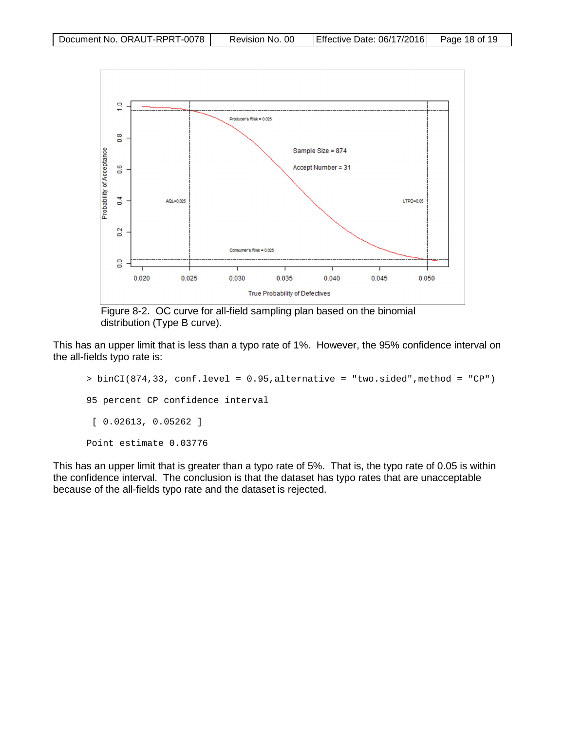Figure 8-2. OC curve for all-field sampling plan based on the binomial distribution (Type B curve).

This has an upper limit that is less than a typo rate of 1%. However, the 95% confidence interval on the all-fields typo rate is:

```
> binCI(874,33, conf.level = 0.95,alternative = "two.sided",method = "CP")

95 percent CP confidence interval

 [ 0.02613, 0.05262 ]

Point estimate 0.03776
```

This has an upper limit that is greater than a typo rate of 5%. That is, the typo rate of 0.05 is within the confidence interval. The conclusion is that the dataset has typo rates that are unacceptable because of the all-fields typo rate and the dataset is rejected.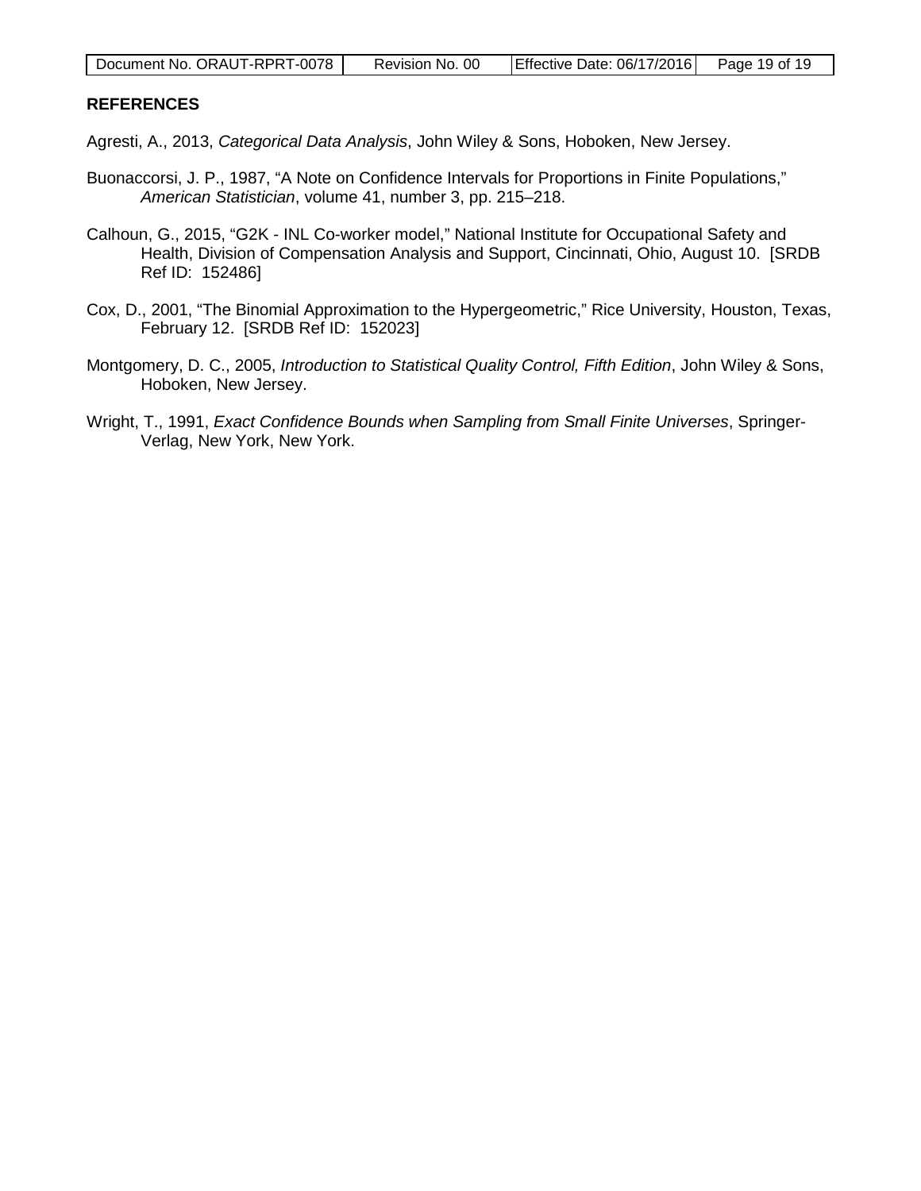## REFERENCES

Agresti, A., 2013, *Categorical Data Analysis*, John Wiley & Sons, Hoboken, New Jersey.

Buonaccorsi, J. P., 1987, "A Note on Confidence Intervals for Proportions in Finite Populations," *American Statistician*, volume 41, number 3, pp. 215–218.

Calhoun, G., 2015, "G2K - INL Co-worker model," National Institute for Occupational Safety and Health, Division of Compensation Analysis and Support, Cincinnati, Ohio, August 10. [SRDB Ref ID: 152486]

Cox, D., 2001, "The Binomial Approximation to the Hypergeometric," Rice University, Houston, Texas, February 12. [SRDB Ref ID: 152023]

Montgomery, D. C., 2005, *Introduction to Statistical Quality Control, Fifth Edition*, John Wiley & Sons, Hoboken, New Jersey.

Wright, T., 1991, *Exact Confidence Bounds when Sampling from Small Finite Universes*, Springer-Verlag, New York, New York.